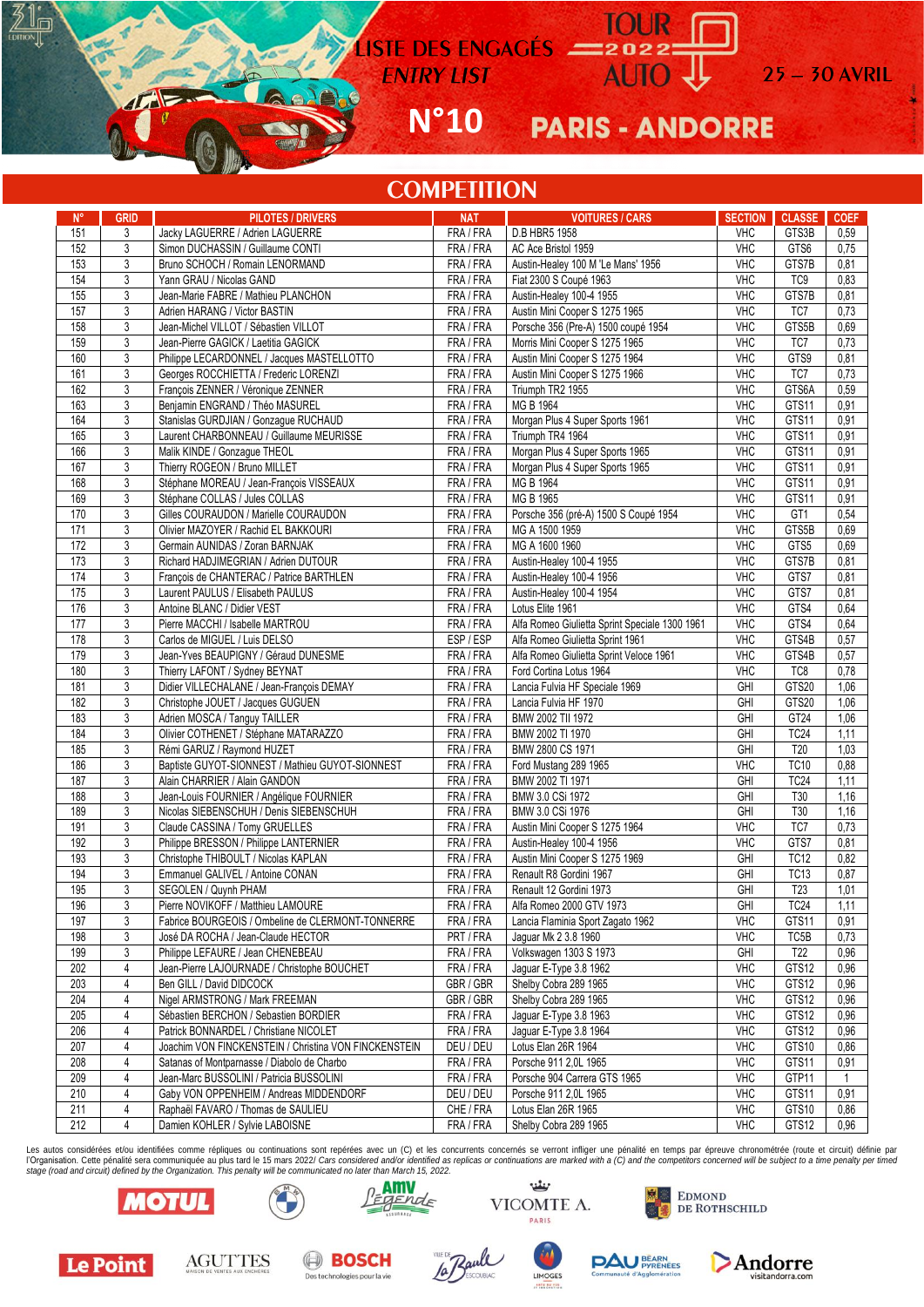# LISTE DES ENGAGÉS
## ENTRY LIST

# N°10

TOUR 2022 AUTO

25 – 30 AVRIL

## PARIS - ANDORRE

## COMPETITION

| N° | GRID | PILOTES / DRIVERS | NAT | VOITURES / CARS | SECTION | CLASSE | COEF |
|---|---|---|---|---|---|---|---|
| 151 | 3 | Jacky LAGUERRE / Adrien LAGUERRE | FRA / FRA | D.B HBR5 1958 | VHC | GTS3B | 0,59 |
| 152 | 3 | Simon DUCHASSIN / Guillaume CONTI | FRA / FRA | AC Ace Bristol 1959 | VHC | GTS6 | 0,75 |
| 153 | 3 | Bruno SCHOCH / Romain LENORMAND | FRA / FRA | Austin-Healey 100 M 'Le Mans' 1956 | VHC | GTS7B | 0,81 |
| 154 | 3 | Yann GRAU / Nicolas GAND | FRA / FRA | Fiat 2300 S Coupé 1963 | VHC | TC9 | 0,83 |
| 155 | 3 | Jean-Marie FABRE / Mathieu PLANCHON | FRA / FRA | Austin-Healey 100-4 1955 | VHC | GTS7B | 0,81 |
| 157 | 3 | Adrien HARANG / Victor BASTIN | FRA / FRA | Austin Mini Cooper S 1275 1965 | VHC | TC7 | 0,73 |
| 158 | 3 | Jean-Michel VILLOT / Sébastien VILLOT | FRA / FRA | Porsche 356 (Pre-A) 1500 coupé 1954 | VHC | GTS5B | 0,69 |
| 159 | 3 | Jean-Pierre GAGICK / Laetitia GAGICK | FRA / FRA | Morris Mini Cooper S 1275 1965 | VHC | TC7 | 0,73 |
| 160 | 3 | Philippe LECARDONNEL / Jacques MASTELLOTTO | FRA / FRA | Austin Mini Cooper S 1275 1964 | VHC | GTS9 | 0,81 |
| 161 | 3 | Georges ROCCHIETTA / Frederic LORENZI | FRA / FRA | Austin Mini Cooper S 1275 1966 | VHC | TC7 | 0,73 |
| 162 | 3 | François ZENNER / Véronique ZENNER | FRA / FRA | Triumph TR2 1955 | VHC | GTS6A | 0,59 |
| 163 | 3 | Benjamin ENGRAND / Théo MASUREL | FRA / FRA | MG B 1964 | VHC | GTS11 | 0,91 |
| 164 | 3 | Stanislas GURDJIAN / Gonzague RUCHAUD | FRA / FRA | Morgan Plus 4 Super Sports 1961 | VHC | GTS11 | 0,91 |
| 165 | 3 | Laurent CHARBONNEAU / Guillaume MEURISSE | FRA / FRA | Triumph TR4 1964 | VHC | GTS11 | 0,91 |
| 166 | 3 | Malik KINDE / Gonzague THEOL | FRA / FRA | Morgan Plus 4 Super Sports 1965 | VHC | GTS11 | 0,91 |
| 167 | 3 | Thierry ROGEON / Bruno MILLET | FRA / FRA | Morgan Plus 4 Super Sports 1965 | VHC | GTS11 | 0,91 |
| 168 | 3 | Stéphane MOREAU / Jean-François VISSEAUX | FRA / FRA | MG B 1964 | VHC | GTS11 | 0,91 |
| 169 | 3 | Stéphane COLLAS / Jules COLLAS | FRA / FRA | MG B 1965 | VHC | GTS11 | 0,91 |
| 170 | 3 | Gilles COURAUDON / Marielle COURAUDON | FRA / FRA | Porsche 356 (pré-A) 1500 S Coupé 1954 | VHC | GT1 | 0,54 |
| 171 | 3 | Olivier MAZOYER / Rachid EL BAKKOURI | FRA / FRA | MG A 1500 1959 | VHC | GTS5B | 0,69 |
| 172 | 3 | Germain AUNIDAS / Zoran BARNJAK | FRA / FRA | MG A 1600 1960 | VHC | GTS5 | 0,69 |
| 173 | 3 | Richard HADJIMEGRIAN / Adrien DUTOUR | FRA / FRA | Austin-Healey 100-4 1955 | VHC | GTS7B | 0,81 |
| 174 | 3 | François de CHANTERAC / Patrice BARTHLEN | FRA / FRA | Austin-Healey 100-4 1956 | VHC | GTS7 | 0,81 |
| 175 | 3 | Laurent PAULUS / Elisabeth PAULUS | FRA / FRA | Austin-Healey 100-4 1954 | VHC | GTS7 | 0,81 |
| 176 | 3 | Antoine BLANC / Didier VEST | FRA / FRA | Lotus Elite 1961 | VHC | GTS4 | 0,64 |
| 177 | 3 | Pierre MACCHI / Isabelle MARTROU | FRA / FRA | Alfa Romeo Giulietta Sprint Speciale 1300 1961 | VHC | GTS4 | 0,64 |
| 178 | 3 | Carlos de MIGUEL / Luis DELSO | ESP / ESP | Alfa Romeo Giulietta Sprint 1961 | VHC | GTS4B | 0,57 |
| 179 | 3 | Jean-Yves BEAUPIGNY / Géraud DUNESME | FRA / FRA | Alfa Romeo Giulietta Sprint Veloce 1961 | VHC | GTS4B | 0,57 |
| 180 | 3 | Thierry LAFONT / Sydney BEYNAT | FRA / FRA | Ford Cortina Lotus 1964 | VHC | TC8 | 0,78 |
| 181 | 3 | Didier VILLECHALANE / Jean-François DEMAY | FRA / FRA | Lancia Fulvia HF Speciale 1969 | GHI | GTS20 | 1,06 |
| 182 | 3 | Christophe JOUET / Jacques GUGUEN | FRA / FRA | Lancia Fulvia HF 1970 | GHI | GTS20 | 1,06 |
| 183 | 3 | Adrien MOSCA / Tanguy TAILLER | FRA / FRA | BMW 2002 TII 1972 | GHI | GT24 | 1,06 |
| 184 | 3 | Olivier COTHENET / Stéphane MATARAZZO | FRA / FRA | BMW 2002 TI 1970 | GHI | TC24 | 1,11 |
| 185 | 3 | Rémi GARUZ / Raymond HUZET | FRA / FRA | BMW 2800 CS 1971 | GHI | T20 | 1,03 |
| 186 | 3 | Baptiste GUYOT-SIONNEST / Mathieu GUYOT-SIONNEST | FRA / FRA | Ford Mustang 289 1965 | VHC | TC10 | 0,88 |
| 187 | 3 | Alain CHARRIER / Alain GANDON | FRA / FRA | BMW 2002 TI 1971 | GHI | TC24 | 1,11 |
| 188 | 3 | Jean-Louis FOURNIER / Angélique FOURNIER | FRA / FRA | BMW 3.0 CSi 1972 | GHI | T30 | 1,16 |
| 189 | 3 | Nicolas SIEBENSCHUH / Denis SIEBENSCHUH | FRA / FRA | BMW 3.0 CSi 1976 | GHI | T30 | 1,16 |
| 191 | 3 | Claude CASSINA / Tomy GRUELLES | FRA / FRA | Austin Mini Cooper S 1275 1964 | VHC | TC7 | 0,73 |
| 192 | 3 | Philippe BRESSON / Philippe LANTERNIER | FRA / FRA | Austin-Healey 100-4 1956 | VHC | GTS7 | 0,81 |
| 193 | 3 | Christophe THIBOULT / Nicolas KAPLAN | FRA / FRA | Austin Mini Cooper S 1275 1969 | GHI | TC12 | 0,82 |
| 194 | 3 | Emmanuel GALIVEL / Antoine CONAN | FRA / FRA | Renault R8 Gordini 1967 | GHI | TC13 | 0,87 |
| 195 | 3 | SEGOLEN / Quynh PHAM | FRA / FRA | Renault 12 Gordini 1973 | GHI | T23 | 1,01 |
| 196 | 3 | Pierre NOVIKOFF / Matthieu LAMOURE | FRA / FRA | Alfa Romeo 2000 GTV 1973 | GHI | TC24 | 1,11 |
| 197 | 3 | Fabrice BOURGEOIS / Ombeline de CLERMONT-TONNERRE | FRA / FRA | Lancia Flaminia Sport Zagato 1962 | VHC | GTS11 | 0,91 |
| 198 | 3 | José DA ROCHA / Jean-Claude HECTOR | PRT / FRA | Jaguar Mk 2 3.8 1960 | VHC | TC5B | 0,73 |
| 199 | 3 | Philippe LEFAURE / Jean CHENEBEAU | FRA / FRA | Volkswagen 1303 S 1973 | GHI | T22 | 0,96 |
| 202 | 4 | Jean-Pierre LAJOURNADE / Christophe BOUCHET | FRA / FRA | Jaguar E-Type 3.8 1962 | VHC | GTS12 | 0,96 |
| 203 | 4 | Ben GILL / David DIDCOCK | GBR / GBR | Shelby Cobra 289 1965 | VHC | GTS12 | 0,96 |
| 204 | 4 | Nigel ARMSTRONG / Mark FREEMAN | GBR / GBR | Shelby Cobra 289 1965 | VHC | GTS12 | 0,96 |
| 205 | 4 | Sébastien BERCHON / Sebastien BORDIER | FRA / FRA | Jaguar E-Type 3.8 1963 | VHC | GTS12 | 0,96 |
| 206 | 4 | Patrick BONNARDEL / Christiane NICOLET | FRA / FRA | Jaguar E-Type 3.8 1964 | VHC | GTS12 | 0,96 |
| 207 | 4 | Joachim VON FINCKENSTEIN / Christina VON FINCKENSTEIN | DEU / DEU | Lotus Elan 26R 1964 | VHC | GTS10 | 0,86 |
| 208 | 4 | Satanas of Montparnasse / Diabolo de Charbo | FRA / FRA | Porsche 911 2,0L 1965 | VHC | GTS11 | 0,91 |
| 209 | 4 | Jean-Marc BUSSOLINI / Patricia BUSSOLINI | FRA / FRA | Porsche 904 Carrera GTS 1965 | VHC | GTP11 | 1 |
| 210 | 4 | Gaby VON OPPENHEIM / Andreas MIDDENDORF | DEU / DEU | Porsche 911 2,0L 1965 | VHC | GTS11 | 0,91 |
| 211 | 4 | Raphaël FAVARO / Thomas de SAULIEU | CHE / FRA | Lotus Elan 26R 1965 | VHC | GTS10 | 0,86 |
| 212 | 4 | Damien KOHLER / Sylvie LABOISNE | FRA / FRA | Shelby Cobra 289 1965 | VHC | GTS12 | 0,96 |

Les autos considérées et/ou identifiées comme répliques ou continuations sont repérées avec un (C) et les concurrents concernés se verront infliger une pénalité en temps par épreuve chronométrée (route et circuit) définie par l'Organisation. Cette pénalité sera communiquée au plus tard le 15 mars 2022/ *Cars considered and/or identified as replicas or continuations are marked with a (C) and the competitors concerned will be subject to a time penalty per timed stage (road and circuit) defined by the Organization. This penalty will be communicated no later than March 15, 2022.*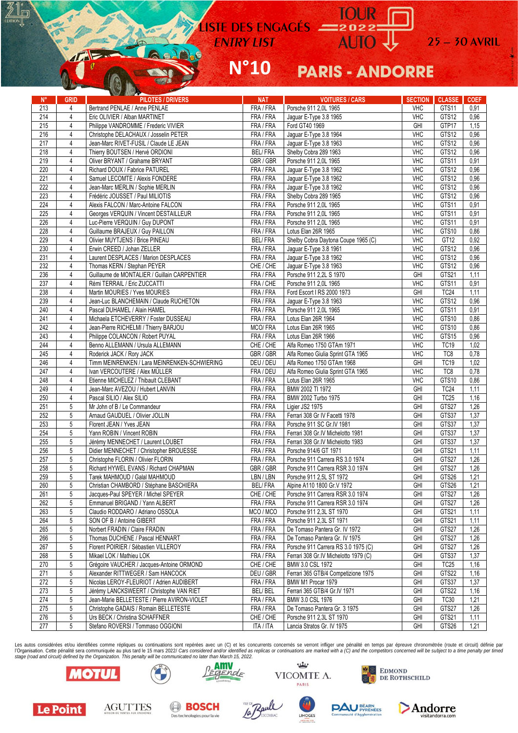# LISTE DES ENGAGÉS
## *ENTRY LIST*
## N°10

TOUR AUTO 2022 — 25 – 30 AVRIL

# PARIS - ANDORRE

| N° | GRID | PILOTES / DRIVERS | NAT | VOITURES / CARS | SECTION | CLASSE | COEF |
|---|---|---|---|---|---|---|---|
| 213 | 4 | Bertrand PENLAE / Anne PENLAE | FRA / FRA | Porsche 911 2,0L 1965 | VHC | GTS11 | 0,91 |
| 214 | 4 | Eric OLIVIER / Alban MARTINET | FRA / FRA | Jaguar E-Type 3.8 1965 | VHC | GTS12 | 0,96 |
| 215 | 4 | Philippe VANDROMME / Frederic VIVIER | FRA / FRA | Ford GT40 1969 | GHI | GTP17 | 1,15 |
| 216 | 4 | Christophe DELACHAUX / Josselin PETER | FRA / FRA | Jaguar E-Type 3.8 1964 | VHC | GTS12 | 0,96 |
| 217 | 4 | Jean-Marc RIVET-FUSIL / Claude LE JEAN | FRA / FRA | Jaguar E-Type 3.8 1963 | VHC | GTS12 | 0,96 |
| 218 | 4 | Thierry BOUTSEN / Hervé ORDIONI | BEL/ FRA | Shelby Cobra 289 1963 | VHC | GTS12 | 0,96 |
| 219 | 4 | Oliver BRYANT / Grahame BRYANT | GBR / GBR | Porsche 911 2,0L 1965 | VHC | GTS11 | 0,91 |
| 220 | 4 | Richard DOUX / Fabrice PATUREL | FRA / FRA | Jaguar E-Type 3.8 1962 | VHC | GTS12 | 0,96 |
| 221 | 4 | Samuel LECOMTE / Alexis FONDERE | FRA / FRA | Jaguar E-Type 3.8 1962 | VHC | GTS12 | 0,96 |
| 222 | 4 | Jean-Marc MERLIN / Sophie MERLIN | FRA / FRA | Jaguar E-Type 3.8 1962 | VHC | GTS12 | 0,96 |
| 223 | 4 | Frédéric JOUSSET / Paul MILIOTIS | FRA / FRA | Shelby Cobra 289 1965 | VHC | GTS12 | 0,96 |
| 224 | 4 | Alexis FALCON / Marc-Antoine FALCON | FRA / FRA | Porsche 911 2,0L 1965 | VHC | GTS11 | 0,91 |
| 225 | 4 | Georges VERQUIN / Vincent DESTAILLEUR | FRA / FRA | Porsche 911 2,0L 1965 | VHC | GTS11 | 0,91 |
| 226 | 4 | Luc-Pierre VERQUIN / Guy DUPONT | FRA / FRA | Porsche 911 2,0L 1965 | VHC | GTS11 | 0,91 |
| 228 | 4 | Guillaume BRAJEUX / Guy PAILLON | FRA / FRA | Lotus Elan 26R 1965 | VHC | GTS10 | 0,86 |
| 229 | 4 | Olivier MUYTJENS / Brice PINEAU | BEL/ FRA | Shelby Cobra Daytona Coupe 1965 (C) | VHC | GT12 | 0,92 |
| 230 | 4 | Erwin CREED / Johan ZELLER | FRA / FRA | Jaguar E-Type 3.8 1961 | VHC | GTS12 | 0,96 |
| 231 | 4 | Laurent DESPLACES / Marion DESPLACES | FRA / FRA | Jaguar E-Type 3.8 1962 | VHC | GTS12 | 0,96 |
| 232 | 4 | Thomas KERN / Stephan PEYER | CHE / CHE | Jaguar E-Type 3.8 1963 | VHC | GTS12 | 0,96 |
| 236 | 4 | Guillaume de MONTALIER / Guillain CARPENTIER | FRA / FRA | Porsche 911 2,2L S 1970 | GHI | GTS21 | 1,11 |
| 237 | 4 | Rémi TERRAIL / Eric ZUCCATTI | FRA / CHE | Porsche 911 2,0L 1965 | VHC | GTS11 | 0,91 |
| 238 | 4 | Martin MOURIES / Yves MOURIES | FRA / FRA | Ford Escort I RS 2000 1973 | GHI | TC24 | 1,11 |
| 239 | 4 | Jean-Luc BLANCHEMAIN / Claude RUCHETON | FRA / FRA | Jaguar E-Type 3.8 1963 | VHC | GTS12 | 0,96 |
| 240 | 4 | Pascal DUHAMEL / Alain HAMEL | FRA / FRA | Porsche 911 2,0L 1965 | VHC | GTS11 | 0,91 |
| 241 | 4 | Michaela ETCHEVERRY / Foster DUSSEAU | FRA / FRA | Lotus Elan 26R 1964 | VHC | GTS10 | 0,86 |
| 242 | 4 | Jean-Pierre RICHELMI / Thierry BARJOU | MCO/ FRA | Lotus Elan 26R 1965 | VHC | GTS10 | 0,86 |
| 243 | 4 | Philippe COLANCON / Robert PUYAL | FRA / FRA | Lotus Elan 26R 1966 | VHC | GTS15 | 0,96 |
| 244 | 4 | Benno ALLEMANN / Ursula ALLEMANN | CHE / CHE | Alfa Romeo 1750 GTAm 1971 | VHC | TC19 | 1,02 |
| 245 | 4 | Roderick JACK / Rory JACK | GBR / GBR | Alfa Romeo Giulia Sprint GTA 1965 | VHC | TC8 | 0,78 |
| 246 | 4 | Timm MEINRENKEN / Lara MEINRENKEN-SCHWIERING | DEU / DEU | Alfa Romeo 1750 GTAm 1968 | GHI | TC19 | 1,02 |
| 247 | 4 | Ivan VERCOUTERE / Alex MÜLLER | FRA / DEU | Alfa Romeo Giulia Sprint GTA 1965 | VHC | TC8 | 0,78 |
| 248 | 4 | Etienne MICHELEZ / Thibault CLEBANT | FRA / FRA | Lotus Elan 26R 1965 | VHC | GTS10 | 0,86 |
| 249 | 4 | Jean-Marc AVEZOU / Hubert LANVIN | FRA / FRA | BMW 2002 TI 1972 | GHI | TC24 | 1,11 |
| 250 | 4 | Pascal SILIO / Alex SILIO | FRA / FRA | BMW 2002 Turbo 1975 | GHI | TC25 | 1,16 |
| 251 | 5 | Mr John of B / Le Commandeur | FRA / FRA | Ligier JS2 1975 | GHI | GTS27 | 1,26 |
| 252 | 5 | Arnaud GAUDUEL / Olivier JOLLIN | FRA / FRA | Ferrari 308 Gr IV Facetti 1978 | GHI | GTS37 | 1,37 |
| 253 | 5 | Florent JEAN / Yves JEAN | FRA / FRA | Porsche 911 SC Gr.IV 1981 | GHI | GTS37 | 1,37 |
| 254 | 5 | Yann ROBIN / Vincent ROBIN | FRA / FRA | Ferrari 308 Gr.IV Michelotto 1981 | GHI | GTS37 | 1,37 |
| 255 | 5 | Jérémy MENNECHET / Laurent LOUBET | FRA / FRA | Ferrari 308 Gr.IV Michelotto 1983 | GHI | GTS37 | 1,37 |
| 256 | 5 | Didier MENNECHET / Christopher BROUESSE | FRA / FRA | Porsche 914/6 GT 1971 | GHI | GTS21 | 1,11 |
| 257 | 5 | Christophe FLORIN / Olivier FLORIN | FRA / FRA | Porsche 911 Carrera RS 3.0 1974 | GHI | GTS27 | 1,26 |
| 258 | 5 | Richard HYWEL EVANS / Richard CHAPMAN | GBR / GBR | Porsche 911 Carrera RSR 3.0 1974 | GHI | GTS27 | 1,26 |
| 259 | 5 | Tarek MAHMOUD / Galal MAHMOUD | LBN / LBN | Porsche 911 2,5L ST 1972 | GHI | GTS26 | 1,21 |
| 260 | 5 | Christian CHAMBORD / Stéphane BASCHIERA | BEL/ FRA | Alpine A110 1800 Gr.V 1972 | GHI | GTS26 | 1,21 |
| 261 | 5 | Jacques-Paul SPEYER / Michel SPEYER | CHE / CHE | Porsche 911 Carrera RSR 3.0 1974 | GHI | GTS27 | 1,26 |
| 262 | 5 | Emmanuel BRIGAND / Yann ALBERT | FRA / FRA | Porsche 911 Carrera RSR 3.0 1974 | GHI | GTS27 | 1,26 |
| 263 | 5 | Claudio RODDARO / Adriano OSSOLA | MCO / MCO | Porsche 911 2,3L ST 1970 | GHI | GTS21 | 1,11 |
| 264 | 5 | SON OF B / Antoine GIBERT | FRA / FRA | Porsche 911 2,3L ST 1971 | GHI | GTS21 | 1,11 |
| 265 | 5 | Norbert FRADIN / Claire FRADIN | FRA / FRA | De Tomaso Pantera Gr. IV 1972 | GHI | GTS27 | 1,26 |
| 266 | 5 | Thomas DUCHENE / Pascal HENNART | FRA / FRA | De Tomaso Pantera Gr. IV 1975 | GHI | GTS27 | 1,26 |
| 267 | 5 | Florent POIRIER / Sébastien VILLEROY | FRA / FRA | Porsche 911 Carrera RS 3.0 1975 (C) | GHI | GTS27 | 1,26 |
| 268 | 5 | Mikael LOK / Mathieu LOK | FRA / FRA | Ferrari 308 Gr.IV Michelotto 1979 (C) | GHI | GTS37 | 1,37 |
| 270 | 5 | Grégoire VAUCHER / Jacques-Antoine ORMOND | CHE / CHE | BMW 3.0 CSL 1972 | GHI | TC25 | 1,16 |
| 271 | 5 | Alexander RITTWEGER / Sam HANCOCK | DEU / GBR | Ferrari 365 GTB/4 Competizione 1975 | GHI | GTS22 | 1,16 |
| 272 | 5 | Nicolas LEROY-FLEURIOT / Adrien AUDIBERT | FRA / FRA | BMW M1 Procar 1979 | GHI | GTS37 | 1,37 |
| 273 | 5 | Jérémy LANCKSWEERT / Christophe VAN RIET | BEL/ BEL | Ferrari 365 GTB/4 Gr.IV 1971 | GHI | GTS22 | 1,16 |
| 274 | 5 | Jean-Marie BELLETESTE / Pierre AVIRON-VIOLET | FRA / FRA | BMW 3.0 CSL 1976 | GHI | TC30 | 1,21 |
| 275 | 5 | Christophe GADAIS / Romain BELLETESTE | FRA / FRA | De Tomaso Pantera Gr. 3 1975 | GHI | GTS27 | 1,26 |
| 276 | 5 | Urs BECK / Christina SCHAFFNER | CHE / CHE | Porsche 911 2,3L ST 1970 | GHI | GTS21 | 1,11 |
| 277 | 5 | Stefano ROVERSI / Tommaso OGGIONI | ITA / ITA | Lancia Stratos Gr. IV 1975 | GHI | GTS26 | 1,21 |

Les autos considérées et/ou identifiées comme répliques ou continuations sont repérées avec un (C) et les concurrents concernés se verront infliger une pénalité en temps par épreuve chronométrée (route et circuit) définie par l'Organisation. Cette pénalité sera communiquée au plus tard le 15 mars 2022/ *Cars considered and/or identified as replicas or continuations are marked with a (C) and the competitors concerned will be subject to a time penalty per timed stage (road and circuit) defined by the Organization. This penalty will be communicated no later than March 15, 2022.*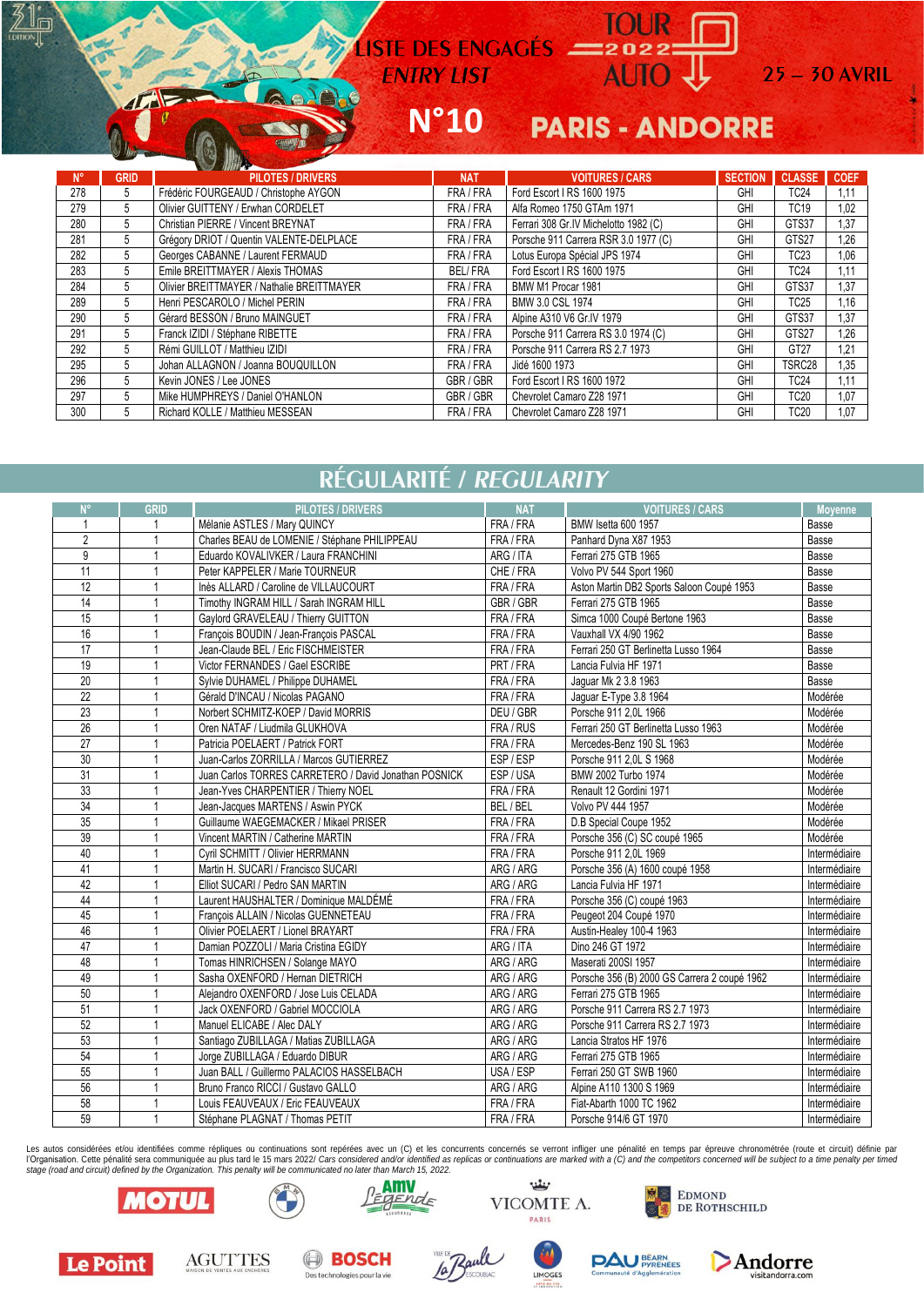# LISTE DES ENGAGÉS
## *ENTRY LIST*
## N°10

TOUR AUTO 2022 — 25 – 30 AVRIL — PARIS - ANDORRE

| N° | GRID | PILOTES / DRIVERS | NAT | VOITURES / CARS | SECTION | CLASSE | COEF |
|---|---|---|---|---|---|---|---|
| 278 | 5 | Frédéric FOURGEAUD / Christophe AYGON | FRA / FRA | Ford Escort I RS 1600 1975 | GHI | TC24 | 1,11 |
| 279 | 5 | Olivier GUITTENY / Erwhan CORDELET | FRA / FRA | Alfa Romeo 1750 GTAm 1971 | GHI | TC19 | 1,02 |
| 280 | 5 | Christian PIERRE / Vincent BREYNAT | FRA / FRA | Ferrari 308 Gr.IV Michelotto 1982 (C) | GHI | GTS37 | 1,37 |
| 281 | 5 | Grégory DRIOT / Quentin VALENTE-DELPLACE | FRA / FRA | Porsche 911 Carrera RSR 3.0 1977 (C) | GHI | GTS27 | 1,26 |
| 282 | 5 | Georges CABANNE / Laurent FERMAUD | FRA / FRA | Lotus Europa Spécial JPS 1974 | GHI | TC23 | 1,06 |
| 283 | 5 | Emile BREITTMAYER / Alexis THOMAS | BEL/ FRA | Ford Escort I RS 1600 1975 | GHI | TC24 | 1,11 |
| 284 | 5 | Olivier BREITTMAYER / Nathalie BREITTMAYER | FRA / FRA | BMW M1 Procar 1981 | GHI | GTS37 | 1,37 |
| 289 | 5 | Henri PESCAROLO / Michel PERIN | FRA / FRA | BMW 3.0 CSL 1974 | GHI | TC25 | 1,16 |
| 290 | 5 | Gérard BESSON / Bruno MAINGUET | FRA / FRA | Alpine A310 V6 Gr.IV 1979 | GHI | GTS37 | 1,37 |
| 291 | 5 | Franck IZIDI / Stéphane RIBETTE | FRA / FRA | Porsche 911 Carrera RS 3.0 1974 (C) | GHI | GTS27 | 1,26 |
| 292 | 5 | Rémi GUILLOT / Matthieu IZIDI | FRA / FRA | Porsche 911 Carrera RS 2.7 1973 | GHI | GT27 | 1,21 |
| 295 | 5 | Johan ALLAGNON / Joanna BOUQUILLON | FRA / FRA | Jidé 1600 1973 | GHI | TSRC28 | 1,35 |
| 296 | 5 | Kevin JONES / Lee JONES | GBR / GBR | Ford Escort I RS 1600 1972 | GHI | TC24 | 1,11 |
| 297 | 5 | Mike HUMPHREYS / Daniel O'HANLON | GBR / GBR | Chevrolet Camaro Z28 1971 | GHI | TC20 | 1,07 |
| 300 | 5 | Richard KOLLE / Matthieu MESSEAN | FRA / FRA | Chevrolet Camaro Z28 1971 | GHI | TC20 | 1,07 |

## RÉGULARITÉ / *REGULARITY*

| N° | GRID | PILOTES / DRIVERS | NAT | VOITURES / CARS | Moyenne |
|---|---|---|---|---|---|
| 1 | 1 | Mélanie ASTLES / Mary QUINCY | FRA / FRA | BMW Isetta 600 1957 | Basse |
| 2 | 1 | Charles BEAU de LOMENIE / Stéphane PHILIPPEAU | FRA / FRA | Panhard Dyna X87 1953 | Basse |
| 9 | 1 | Eduardo KOVALIVKER / Laura FRANCHINI | ARG / ITA | Ferrari 275 GTB 1965 | Basse |
| 11 | 1 | Peter KAPPELER / Marie TOURNEUR | CHE / FRA | Volvo PV 544 Sport 1960 | Basse |
| 12 | 1 | Inès ALLARD / Caroline de VILLAUCOURT | FRA / FRA | Aston Martin DB2 Sports Saloon Coupé 1953 | Basse |
| 14 | 1 | Timothy INGRAM HILL / Sarah INGRAM HILL | GBR / GBR | Ferrari 275 GTB 1965 | Basse |
| 15 | 1 | Gaylord GRAVELEAU / Thierry GUITTON | FRA / FRA | Simca 1000 Coupé Bertone 1963 | Basse |
| 16 | 1 | François BOUDIN / Jean-François PASCAL | FRA / FRA | Vauxhall VX 4/90 1962 | Basse |
| 17 | 1 | Jean-Claude BEL / Eric FISCHMEISTER | FRA / FRA | Ferrari 250 GT Berlinetta Lusso 1964 | Basse |
| 19 | 1 | Victor FERNANDES / Gael ESCRIBE | PRT / FRA | Lancia Fulvia HF 1971 | Basse |
| 20 | 1 | Sylvie DUHAMEL / Philippe DUHAMEL | FRA / FRA | Jaguar Mk 2 3.8 1963 | Basse |
| 22 | 1 | Gérald D'INCAU / Nicolas PAGANO | FRA / FRA | Jaguar E-Type 3.8 1964 | Modérée |
| 23 | 1 | Norbert SCHMITZ-KOEP / David MORRIS | DEU / GBR | Porsche 911 2,0L 1966 | Modérée |
| 26 | 1 | Oren NATAF / Liudmila GLUKHOVA | FRA / RUS | Ferrari 250 GT Berlinetta Lusso 1963 | Modérée |
| 27 | 1 | Patricia POELAERT / Patrick FORT | FRA / FRA | Mercedes-Benz 190 SL 1963 | Modérée |
| 30 | 1 | Juan-Carlos ZORRILLA / Marcos GUTIERREZ | ESP / ESP | Porsche 911 2,0L S 1968 | Modérée |
| 31 | 1 | Juan Carlos TORRES CARRETERO / David Jonathan POSNICK | ESP / USA | BMW 2002 Turbo 1974 | Modérée |
| 33 | 1 | Jean-Yves CHARPENTIER / Thierry NOEL | FRA / FRA | Renault 12 Gordini 1971 | Modérée |
| 34 | 1 | Jean-Jacques MARTENS / Aswin PYCK | BEL / BEL | Volvo PV 444 1957 | Modérée |
| 35 | 1 | Guillaume WAEGEMACKER / Mikael PRISER | FRA / FRA | D.B Special Coupe 1952 | Modérée |
| 39 | 1 | Vincent MARTIN / Catherine MARTIN | FRA / FRA | Porsche 356 (C) SC coupé 1965 | Modérée |
| 40 | 1 | Cyril SCHMITT / Olivier HERRMANN | FRA / FRA | Porsche 911 2,0L 1969 | Intermédiaire |
| 41 | 1 | Martin H. SUCARI / Francisco SUCARI | ARG / ARG | Porsche 356 (A) 1600 coupé 1958 | Intermédiaire |
| 42 | 1 | Elliot SUCARI / Pedro SAN MARTIN | ARG / ARG | Lancia Fulvia HF 1971 | Intermédiaire |
| 44 | 1 | Laurent HAUSHALTER / Dominique MALDÉMÉ | FRA / FRA | Porsche 356 (C) coupé 1963 | Intermédiaire |
| 45 | 1 | François ALLAIN / Nicolas GUENNETEAU | FRA / FRA | Peugeot 204 Coupé 1970 | Intermédiaire |
| 46 | 1 | Olivier POELAERT / Lionel BRAYART | FRA / FRA | Austin-Healey 100-4 1963 | Intermédiaire |
| 47 | 1 | Damian POZZOLI / Maria Cristina EGIDY | ARG / ITA | Dino 246 GT 1972 | Intermédiaire |
| 48 | 1 | Tomas HINRICHSEN / Solange MAYO | ARG / ARG | Maserati 200SI 1957 | Intermédiaire |
| 49 | 1 | Sasha OXENFORD / Hernan DIETRICH | ARG / ARG | Porsche 356 (B) 2000 GS Carrera 2 coupé 1962 | Intermédiaire |
| 50 | 1 | Alejandro OXENFORD / Jose Luis CELADA | ARG / ARG | Ferrari 275 GTB 1965 | Intermédiaire |
| 51 | 1 | Jack OXENFORD / Gabriel MOCCIOLA | ARG / ARG | Porsche 911 Carrera RS 2.7 1973 | Intermédiaire |
| 52 | 1 | Manuel ELICABE / Alec DALY | ARG / ARG | Porsche 911 Carrera RS 2.7 1973 | Intermédiaire |
| 53 | 1 | Santiago ZUBILLAGA / Matias ZUBILLAGA | ARG / ARG | Lancia Stratos HF 1976 | Intermédiaire |
| 54 | 1 | Jorge ZUBILLAGA / Eduardo DIBUR | ARG / ARG | Ferrari 275 GTB 1965 | Intermédiaire |
| 55 | 1 | Juan BALL / Guillermo PALACIOS HASSELBACH | USA / ESP | Ferrari 250 GT SWB 1960 | Intermédiaire |
| 56 | 1 | Bruno Franco RICCI / Gustavo GALLO | ARG / ARG | Alpine A110 1300 S 1969 | Intermédiaire |
| 58 | 1 | Louis FEAUVEAUX / Eric FEAUVEAUX | FRA / FRA | Fiat-Abarth 1000 TC 1962 | Intermédiaire |
| 59 | 1 | Stéphane PLAGNAT / Thomas PETIT | FRA / FRA | Porsche 914/6 GT 1970 | Intermédiaire |

Les autos considérées et/ou identifiées comme répliques ou continuations sont repérées avec un (C) et les concurrents concernés se verront infliger une pénalité en temps par épreuve chronométrée (route et circuit) définie par l'Organisation. Cette pénalité sera communiquée au plus tard le 15 mars 2022/ *Cars considered and/or identified as replicas or continuations are marked with a (C) and the competitors concerned will be subject to a time penalty per timed stage (road and circuit) defined by the Organization. This penalty will be communicated no later than March 15, 2022.*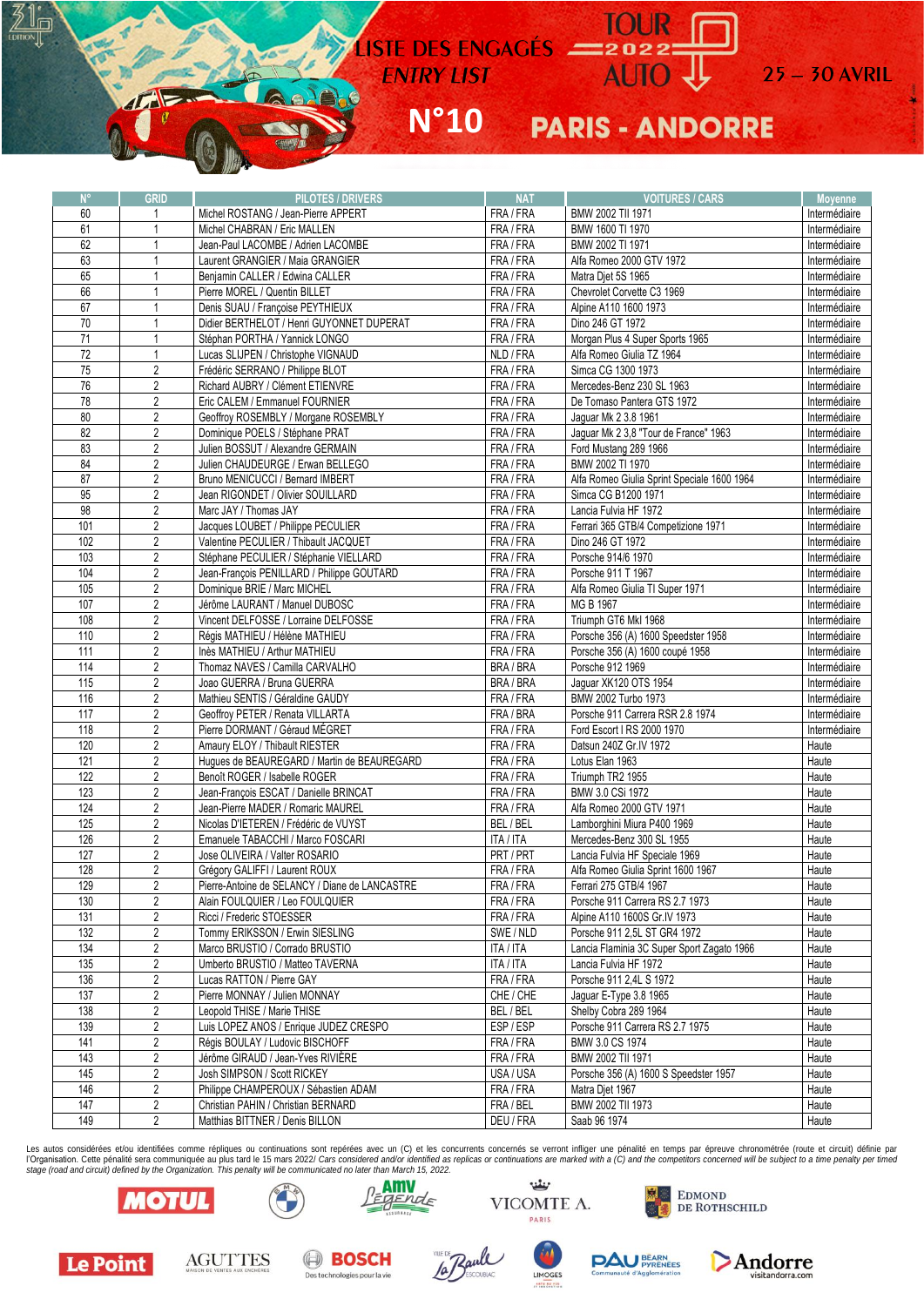# LISTE DES ENGAGÉS
## *ENTRY LIST*

TOUR AUTO 2022

25 – 30 AVRIL

# N°10

## PARIS - ANDORRE

| N° | GRID | PILOTES / DRIVERS | NAT | VOITURES / CARS | Moyenne |
|---|---|---|---|---|---|
| 60 | 1 | Michel ROSTANG / Jean-Pierre APPERT | FRA / FRA | BMW 2002 TII 1971 | Intermédiaire |
| 61 | 1 | Michel CHABRAN / Eric MALLEN | FRA / FRA | BMW 1600 TI 1970 | Intermédiaire |
| 62 | 1 | Jean-Paul LACOMBE / Adrien LACOMBE | FRA / FRA | BMW 2002 TI 1971 | Intermédiaire |
| 63 | 1 | Laurent GRANGIER / Maia GRANGIER | FRA / FRA | Alfa Romeo 2000 GTV 1972 | Intermédiaire |
| 65 | 1 | Benjamin CALLER / Edwina CALLER | FRA / FRA | Matra Djet 5S 1965 | Intermédiaire |
| 66 | 1 | Pierre MOREL / Quentin BILLET | FRA / FRA | Chevrolet Corvette C3 1969 | Intermédiaire |
| 67 | 1 | Denis SUAU / Françoise PEYTHIEUX | FRA / FRA | Alpine A110 1600 1973 | Intermédiaire |
| 70 | 1 | Didier BERTHELOT / Henri GUYONNET DUPERAT | FRA / FRA | Dino 246 GT 1972 | Intermédiaire |
| 71 | 1 | Stéphan PORTHA / Yannick LONGO | FRA / FRA | Morgan Plus 4 Super Sports 1965 | Intermédiaire |
| 72 | 1 | Lucas SLIJPEN / Christophe VIGNAUD | NLD / FRA | Alfa Romeo Giulia TZ 1964 | Intermédiaire |
| 75 | 2 | Frédéric SERRANO / Philippe BLOT | FRA / FRA | Simca CG 1300 1973 | Intermédiaire |
| 76 | 2 | Richard AUBRY / Clément ETIENVRE | FRA / FRA | Mercedes-Benz 230 SL 1963 | Intermédiaire |
| 78 | 2 | Eric CALEM / Emmanuel FOURNIER | FRA / FRA | De Tomaso Pantera GTS 1972 | Intermédiaire |
| 80 | 2 | Geoffroy ROSEMBLY / Morgane ROSEMBLY | FRA / FRA | Jaguar Mk 2 3.8 1961 | Intermédiaire |
| 82 | 2 | Dominique POELS / Stéphane PRAT | FRA / FRA | Jaguar Mk 2 3,8 "Tour de France" 1963 | Intermédiaire |
| 83 | 2 | Julien BOSSUT / Alexandre GERMAIN | FRA / FRA | Ford Mustang 289 1966 | Intermédiaire |
| 84 | 2 | Julien CHAUDEURGE / Erwan BELLEGO | FRA / FRA | BMW 2002 TI 1970 | Intermédiaire |
| 87 | 2 | Bruno MENICUCCI / Bernard IMBERT | FRA / FRA | Alfa Romeo Giulia Sprint Speciale 1600 1964 | Intermédiaire |
| 95 | 2 | Jean RIGONDET / Olivier SOUILLARD | FRA / FRA | Simca CG B1200 1971 | Intermédiaire |
| 98 | 2 | Marc JAY / Thomas JAY | FRA / FRA | Lancia Fulvia HF 1972 | Intermédiaire |
| 101 | 2 | Jacques LOUBET / Philippe PECULIER | FRA / FRA | Ferrari 365 GTB/4 Competizione 1971 | Intermédiaire |
| 102 | 2 | Valentine PECULIER / Thibault JACQUET | FRA / FRA | Dino 246 GT 1972 | Intermédiaire |
| 103 | 2 | Stéphane PECULIER / Stéphanie VIELLARD | FRA / FRA | Porsche 914/6 1970 | Intermédiaire |
| 104 | 2 | Jean-François PENILLARD / Philippe GOUTARD | FRA / FRA | Porsche 911 T 1967 | Intermédiaire |
| 105 | 2 | Dominique BRIE / Marc MICHEL | FRA / FRA | Alfa Romeo Giulia TI Super 1971 | Intermédiaire |
| 107 | 2 | Jérôme LAURANT / Manuel DUBOSC | FRA / FRA | MG B 1967 | Intermédiaire |
| 108 | 2 | Vincent DELFOSSE / Lorraine DELFOSSE | FRA / FRA | Triumph GT6 MkI 1968 | Intermédiaire |
| 110 | 2 | Régis MATHIEU / Hélène MATHIEU | FRA / FRA | Porsche 356 (A) 1600 Speedster 1958 | Intermédiaire |
| 111 | 2 | Inès MATHIEU / Arthur MATHIEU | FRA / FRA | Porsche 356 (A) 1600 coupé 1958 | Intermédiaire |
| 114 | 2 | Thomaz NAVES / Camilla CARVALHO | BRA / BRA | Porsche 912 1969 | Intermédiaire |
| 115 | 2 | Joao GUERRA / Bruna GUERRA | BRA / BRA | Jaguar XK120 OTS 1954 | Intermédiaire |
| 116 | 2 | Mathieu SENTIS / Géraldine GAUDY | FRA / FRA | BMW 2002 Turbo 1973 | Intermédiaire |
| 117 | 2 | Geoffroy PETER / Renata VILLARTA | FRA / BRA | Porsche 911 Carrera RSR 2.8 1974 | Intermédiaire |
| 118 | 2 | Pierre DORMANT / Géraud MÉGRET | FRA / FRA | Ford Escort I RS 2000 1970 | Intermédiaire |
| 120 | 2 | Amaury ELOY / Thibault RIESTER | FRA / FRA | Datsun 240Z Gr.IV 1972 | Haute |
| 121 | 2 | Hugues de BEAUREGARD / Martin de BEAUREGARD | FRA / FRA | Lotus Elan 1963 | Haute |
| 122 | 2 | Benoît ROGER / Isabelle ROGER | FRA / FRA | Triumph TR2 1955 | Haute |
| 123 | 2 | Jean-François ESCAT / Danielle BRINCAT | FRA / FRA | BMW 3.0 CSi 1972 | Haute |
| 124 | 2 | Jean-Pierre MADER / Romaric MAUREL | FRA / FRA | Alfa Romeo 2000 GTV 1971 | Haute |
| 125 | 2 | Nicolas D'IETEREN / Frédéric de VUYST | BEL / BEL | Lamborghini Miura P400 1969 | Haute |
| 126 | 2 | Emanuele TABACCHI / Marco FOSCARI | ITA / ITA | Mercedes-Benz 300 SL 1955 | Haute |
| 127 | 2 | Jose OLIVEIRA / Valter ROSARIO | PRT / PRT | Lancia Fulvia HF Speciale 1969 | Haute |
| 128 | 2 | Grégory GALIFFI / Laurent ROUX | FRA / FRA | Alfa Romeo Giulia Sprint 1600 1967 | Haute |
| 129 | 2 | Pierre-Antoine de SELANCY / Diane de LANCASTRE | FRA / FRA | Ferrari 275 GTB/4 1967 | Haute |
| 130 | 2 | Alain FOULQUIER / Leo FOULQUIER | FRA / FRA | Porsche 911 Carrera RS 2.7 1973 | Haute |
| 131 | 2 | Ricci / Frederic STOESSER | FRA / FRA | Alpine A110 1600S Gr.IV 1973 | Haute |
| 132 | 2 | Tommy ERIKSSON / Erwin SIESLING | SWE / NLD | Porsche 911 2,5L ST GR4 1972 | Haute |
| 134 | 2 | Marco BRUSTIO / Corrado BRUSTIO | ITA / ITA | Lancia Flaminia 3C Super Sport Zagato 1966 | Haute |
| 135 | 2 | Umberto BRUSTIO / Matteo TAVERNA | ITA / ITA | Lancia Fulvia HF 1972 | Haute |
| 136 | 2 | Lucas RATTON / Pierre GAY | FRA / FRA | Porsche 911 2,4L S 1972 | Haute |
| 137 | 2 | Pierre MONNAY / Julien MONNAY | CHE / CHE | Jaguar E-Type 3.8 1965 | Haute |
| 138 | 2 | Leopold THISE / Marie THISE | BEL / BEL | Shelby Cobra 289 1964 | Haute |
| 139 | 2 | Luis LOPEZ ANOS / Enrique JUDEZ CRESPO | ESP / ESP | Porsche 911 Carrera RS 2.7 1975 | Haute |
| 141 | 2 | Régis BOULAY / Ludovic BISCHOFF | FRA / FRA | BMW 3.0 CS 1974 | Haute |
| 143 | 2 | Jérôme GIRAUD / Jean-Yves RIVIÈRE | FRA / FRA | BMW 2002 TII 1971 | Haute |
| 145 | 2 | Josh SIMPSON / Scott RICKEY | USA / USA | Porsche 356 (A) 1600 S Speedster 1957 | Haute |
| 146 | 2 | Philippe CHAMPEROUX / Sébastien ADAM | FRA / FRA | Matra Djet 1967 | Haute |
| 147 | 2 | Christian PAHIN / Christian BERNARD | FRA / BEL | BMW 2002 TII 1973 | Haute |
| 149 | 2 | Matthias BITTNER / Denis BILLON | DEU / FRA | Saab 96 1974 | Haute |

Les autos considérées et/ou identifiées comme répliques ou continuations sont repérées avec un (C) et les concurrents concernés se verront infliger une pénalité en temps par épreuve chronométrée (route et circuit) définie par l'Organisation. Cette pénalité sera communiquée au plus tard le 15 mars 2022/ *Cars considered and/or identified as replicas or continuations are marked with a (C) and the competitors concerned will be subject to a time penalty per timed stage (road and circuit) defined by the Organization. This penalty will be communicated no later than March 15, 2022.*